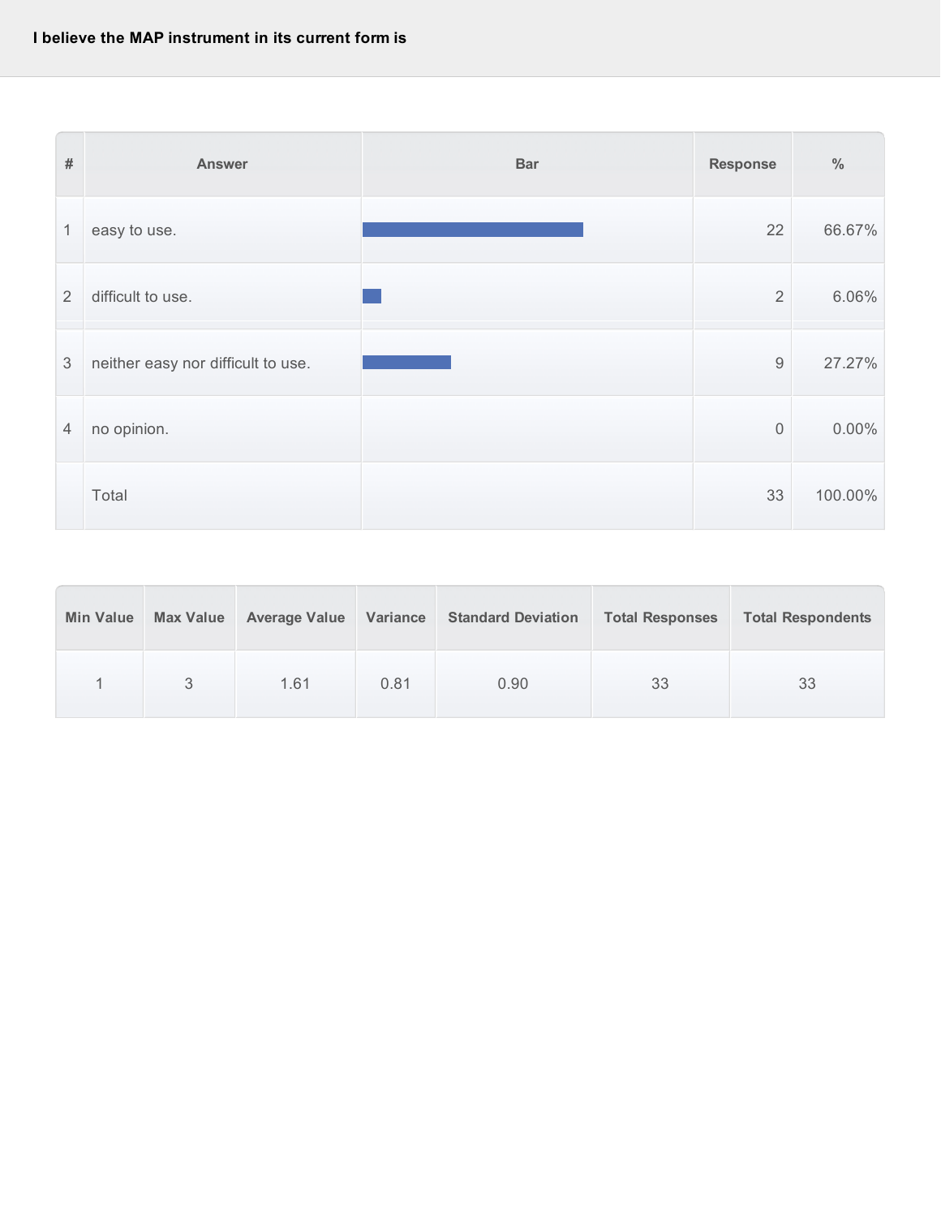**I believe the MAP instrument in its current form is**

| # | Answer | Bar | Response | % |
|---|---|---|---|---|
| 1 | easy to use. | | 22 | 66.67% |
| 2 | difficult to use. | | 2 | 6.06% |
| 3 | neither easy nor difficult to use. | | 9 | 27.27% |
| 4 | no opinion. | | 0 | 0.00% |
| | Total | | 33 | 100.00% |

| Min Value | Max Value | Average Value | Variance | Standard Deviation | Total Responses | Total Respondents |
|---|---|---|---|---|---|---|
| 1 | 3 | 1.61 | 0.81 | 0.90 | 33 | 33 |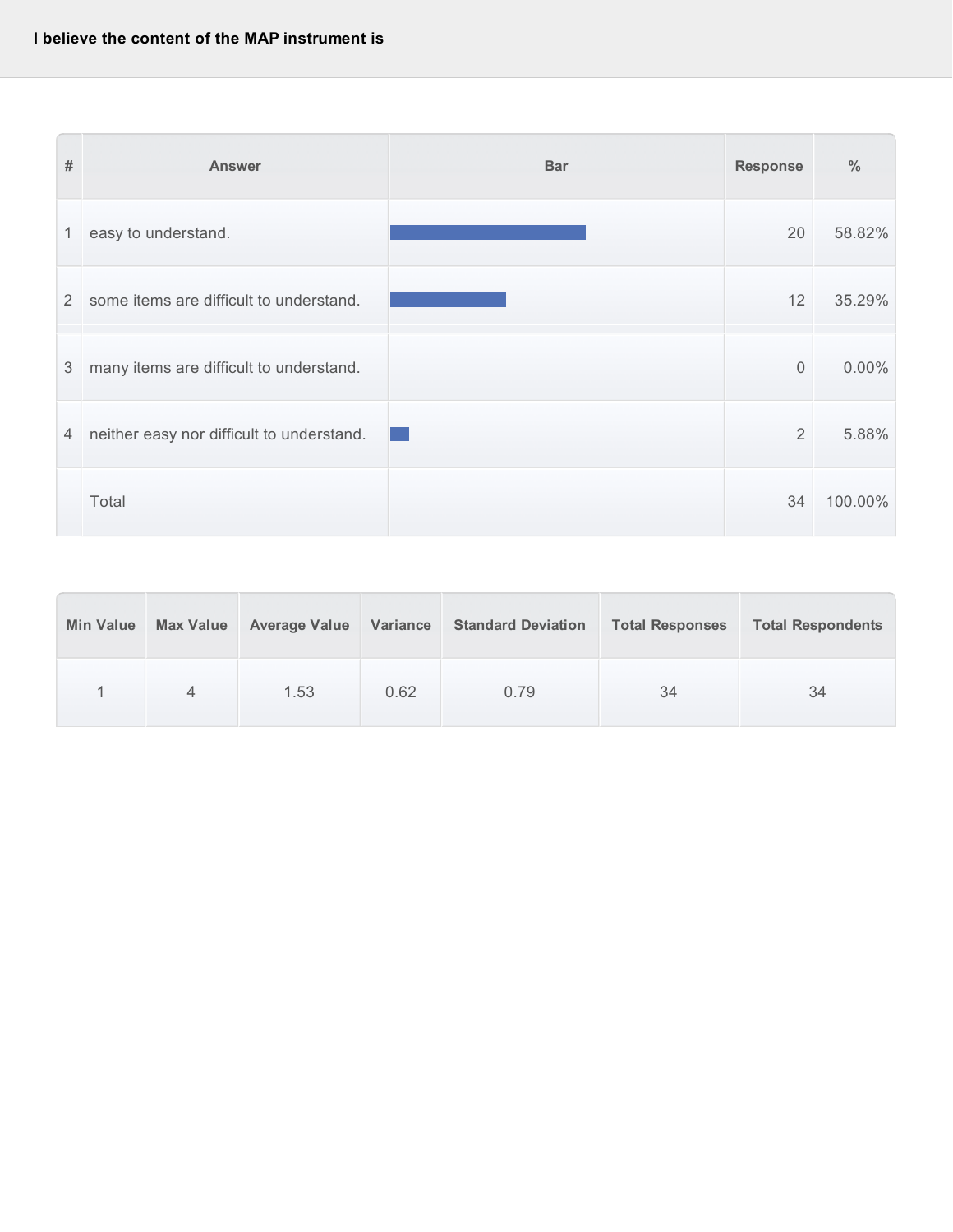## I believe the content of the MAP instrument is

| # | Answer | Bar | Response | % |
|---|---|---|---|---|
| 1 | easy to understand. | | 20 | 58.82% |
| 2 | some items are difficult to understand. | | 12 | 35.29% |
| 3 | many items are difficult to understand. | | 0 | 0.00% |
| 4 | neither easy nor difficult to understand. | | 2 | 5.88% |
| | Total | | 34 | 100.00% |

| Min Value | Max Value | Average Value | Variance | Standard Deviation | Total Responses | Total Respondents |
|---|---|---|---|---|---|---|
| 1 | 4 | 1.53 | 0.62 | 0.79 | 34 | 34 |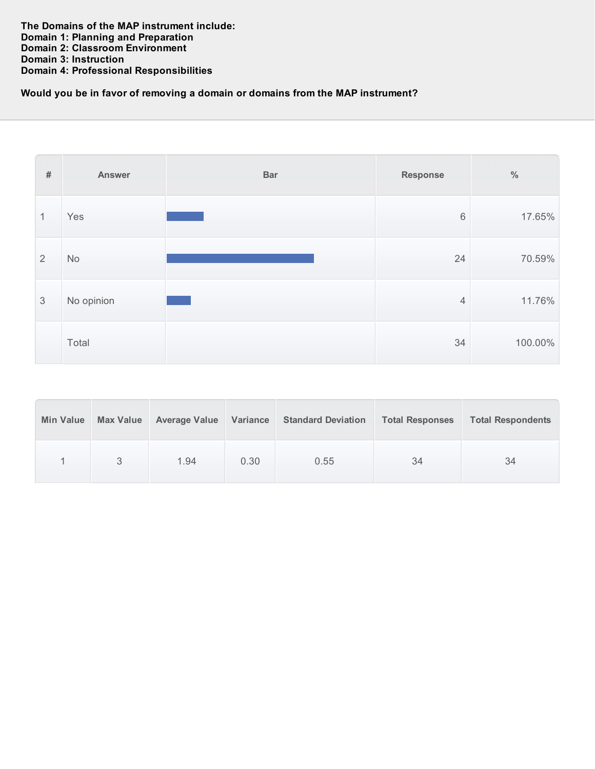**The Domains of the MAP instrument include:**
**Domain 1: Planning and Preparation**
**Domain 2: Classroom Environment**
**Domain 3: Instruction**
**Domain 4: Professional Responsibilities**

**Would you be in favor of removing a domain or domains from the MAP instrument?**

| # | Answer | Bar | Response | % |
|---|---|---|---|---|
| 1 | Yes | | 6 | 17.65% |
| 2 | No | | 24 | 70.59% |
| 3 | No opinion | | 4 | 11.76% |
| | Total | | 34 | 100.00% |

| Min Value | Max Value | Average Value | Variance | Standard Deviation | Total Responses | Total Respondents |
|---|---|---|---|---|---|---|
| 1 | 3 | 1.94 | 0.30 | 0.55 | 34 | 34 |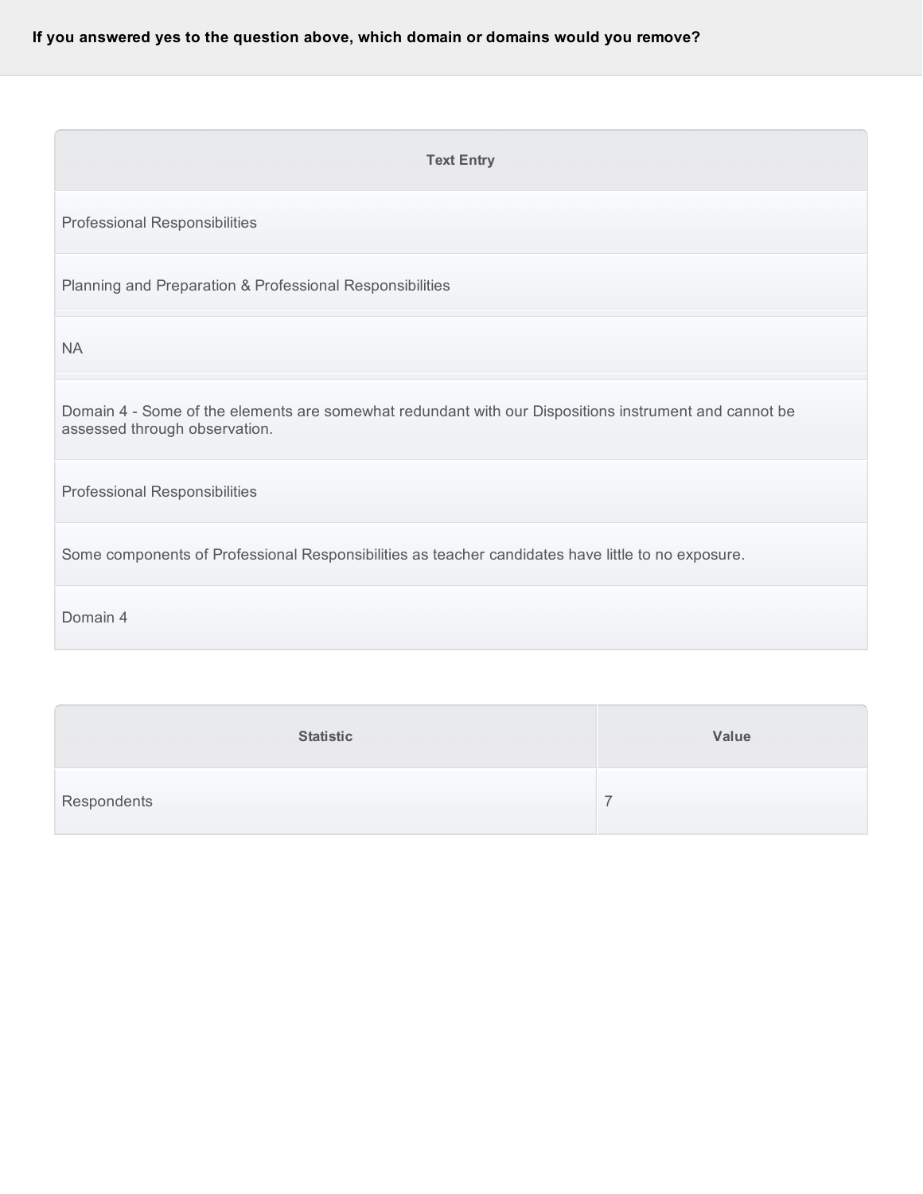**If you answered yes to the question above, which domain or domains would you remove?**

| Text Entry |
| --- |
| Professional Responsibilities |
| Planning and Preparation & Professional Responsibilities |
| NA |
| Domain 4 - Some of the elements are somewhat redundant with our Dispositions instrument and cannot be assessed through observation. |
| Professional Responsibilities |
| Some components of Professional Responsibilities as teacher candidates have little to no exposure. |
| Domain 4 |

| Statistic | Value |
| --- | --- |
| Respondents | 7 |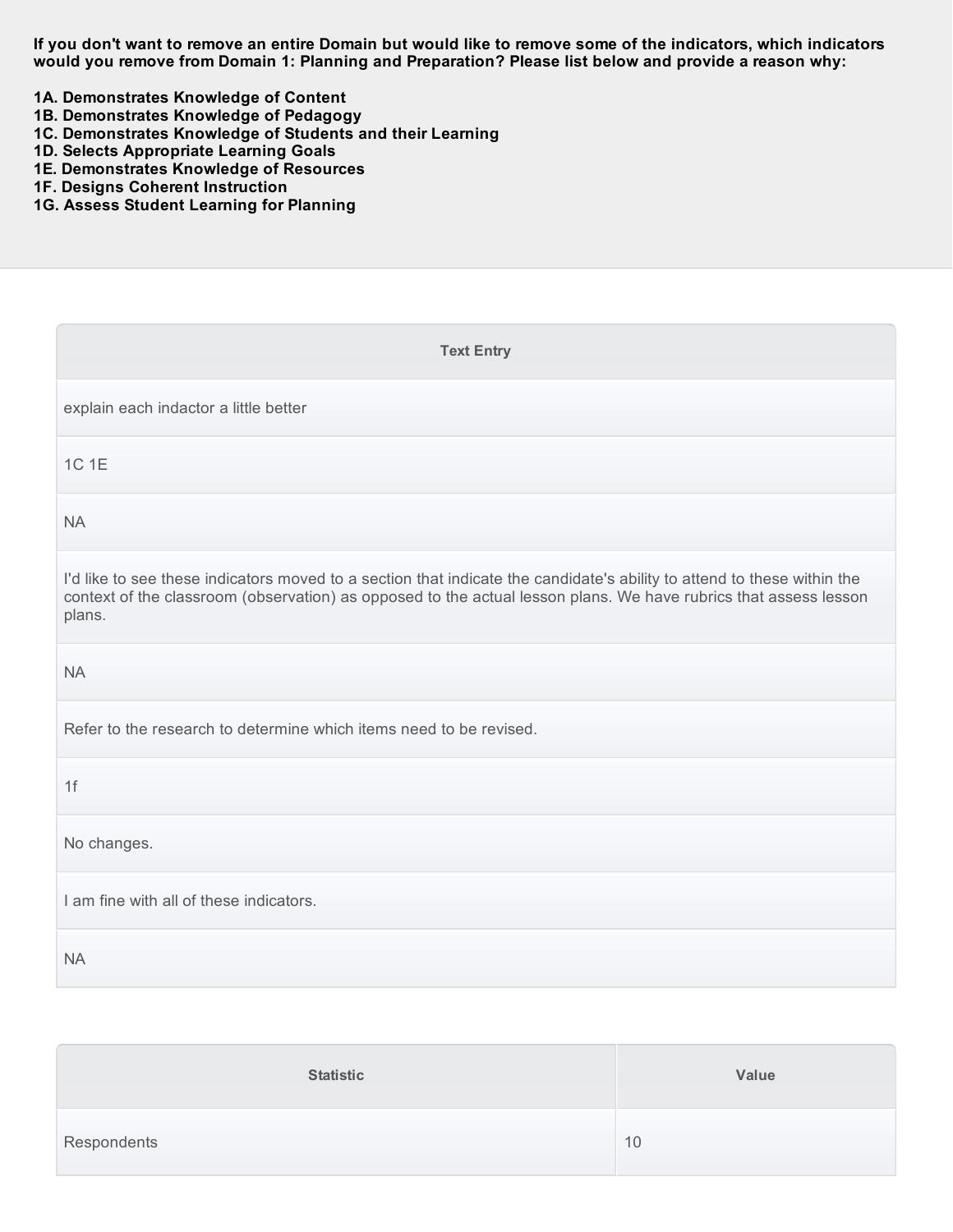**If you don't want to remove an entire Domain but would like to remove some of the indicators, which indicators would you remove from Domain 1: Planning and Preparation? Please list below and provide a reason why:**

**1A. Demonstrates Knowledge of Content**
**1B. Demonstrates Knowledge of Pedagogy**
**1C. Demonstrates Knowledge of Students and their Learning**
**1D. Selects Appropriate Learning Goals**
**1E. Demonstrates Knowledge of Resources**
**1F. Designs Coherent Instruction**
**1G. Assess Student Learning for Planning**

| Text Entry |
| --- |
| explain each indactor a little better |
| 1C 1E |
| NA |
| I'd like to see these indicators moved to a section that indicate the candidate's ability to attend to these within the context of the classroom (observation) as opposed to the actual lesson plans. We have rubrics that assess lesson plans. |
| NA |
| Refer to the research to determine which items need to be revised. |
| 1f |
| No changes. |
| I am fine with all of these indicators. |
| NA |

| Statistic | Value |
| --- | --- |
| Respondents | 10 |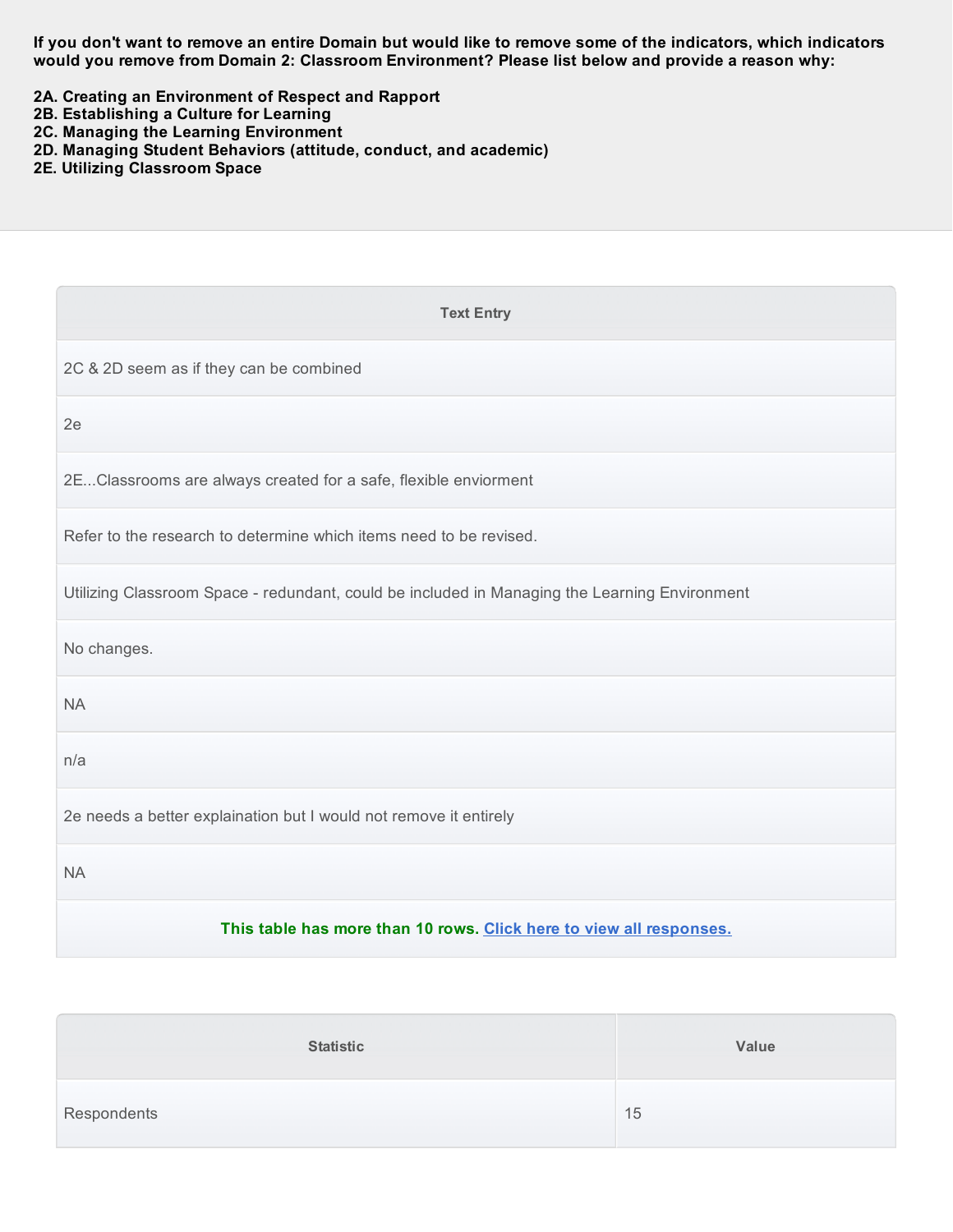**If you don't want to remove an entire Domain but would like to remove some of the indicators, which indicators would you remove from Domain 2: Classroom Environment? Please list below and provide a reason why:**

**2A. Creating an Environment of Respect and Rapport**
**2B. Establishing a Culture for Learning**
**2C. Managing the Learning Environment**
**2D. Managing Student Behaviors (attitude, conduct, and academic)**
**2E. Utilizing Classroom Space**

| Text Entry |
| --- |
| 2C & 2D seem as if they can be combined |
| 2e |
| 2E...Classrooms are always created for a safe, flexible enviorment |
| Refer to the research to determine which items need to be revised. |
| Utilizing Classroom Space - redundant, could be included in Managing the Learning Environment |
| No changes. |
| NA |
| n/a |
| 2e needs a better explaination but I would not remove it entirely |
| NA |
| This table has more than 10 rows. Click here to view all responses. |

| Statistic | Value |
| --- | --- |
| Respondents | 15 |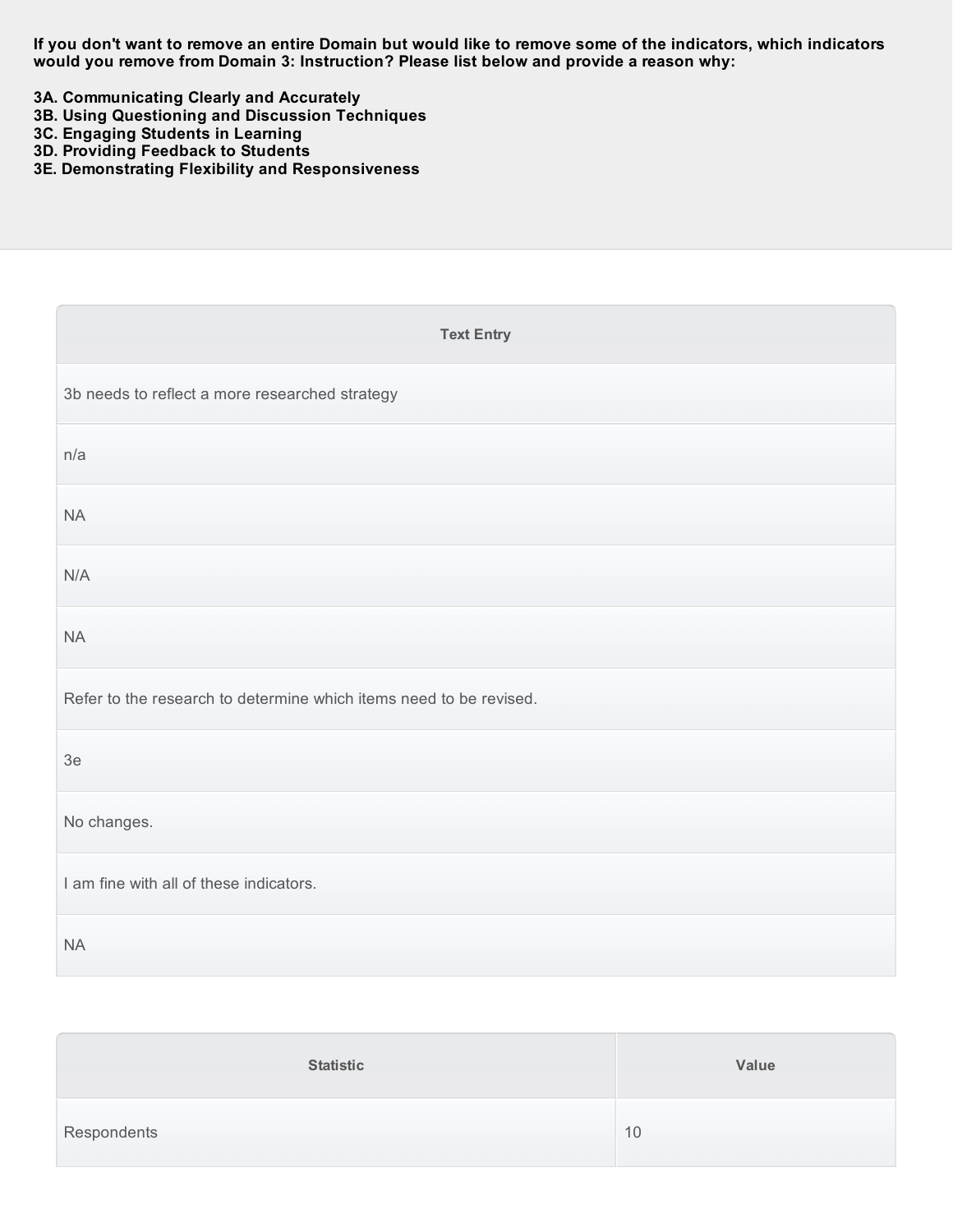**If you don't want to remove an entire Domain but would like to remove some of the indicators, which indicators would you remove from Domain 3: Instruction? Please list below and provide a reason why:**

**3A. Communicating Clearly and Accurately**
**3B. Using Questioning and Discussion Techniques**
**3C. Engaging Students in Learning**
**3D. Providing Feedback to Students**
**3E. Demonstrating Flexibility and Responsiveness**

| Text Entry |
| --- |
| 3b needs to reflect a more researched strategy |
| n/a |
| NA |
| N/A |
| NA |
| Refer to the research to determine which items need to be revised. |
| 3e |
| No changes. |
| I am fine with all of these indicators. |
| NA |

| Statistic | Value |
| --- | --- |
| Respondents | 10 |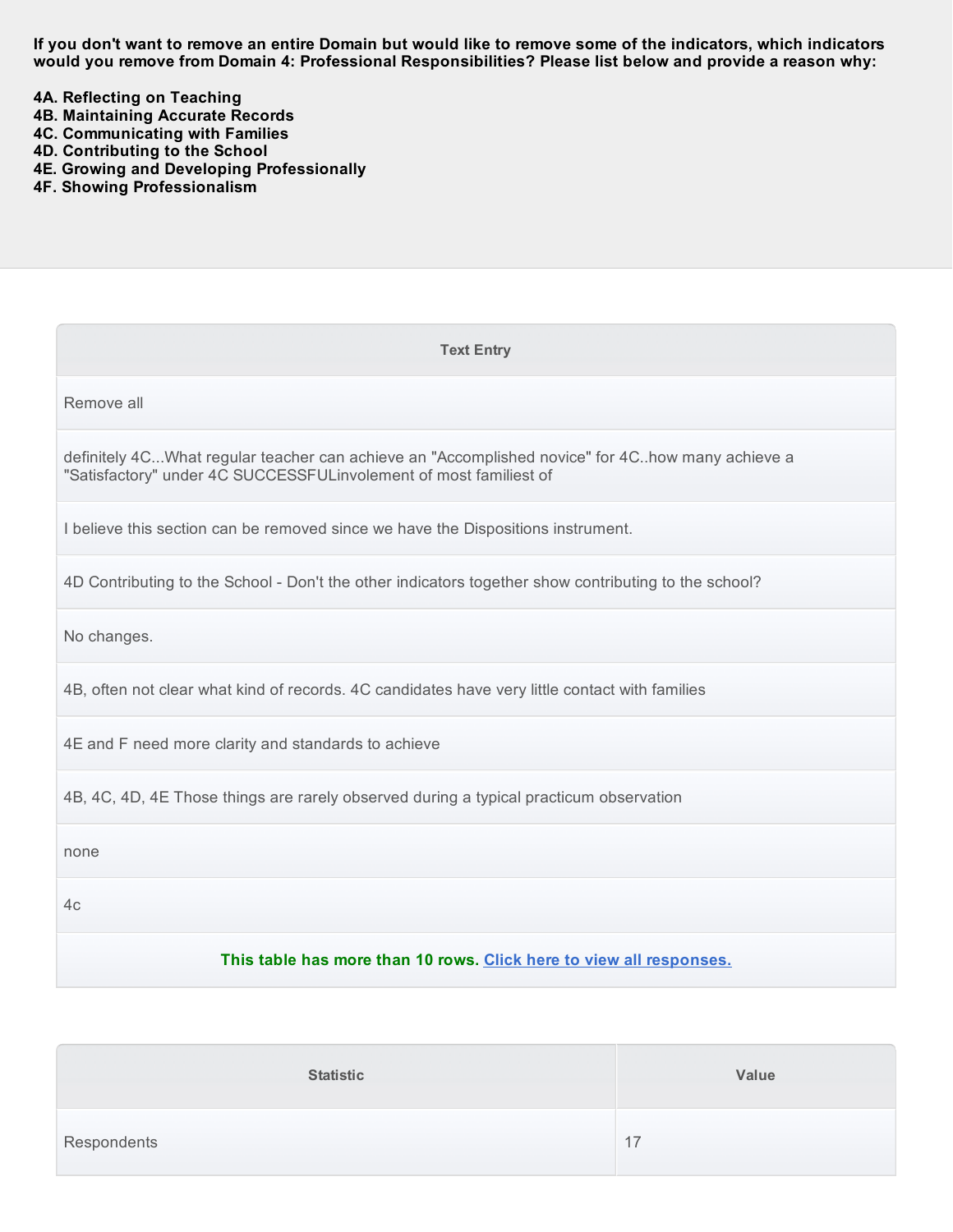**If you don't want to remove an entire Domain but would like to remove some of the indicators, which indicators would you remove from Domain 4: Professional Responsibilities? Please list below and provide a reason why:**

**4A. Reflecting on Teaching**
**4B. Maintaining Accurate Records**
**4C. Communicating with Families**
**4D. Contributing to the School**
**4E. Growing and Developing Professionally**
**4F. Showing Professionalism**

| Text Entry |
| --- |
| Remove all |
| definitely 4C...What regular teacher can achieve an "Accomplished novice" for 4C..how many achieve a "Satisfactory" under 4C SUCCESSFULinvolement of most familiest of |
| I believe this section can be removed since we have the Dispositions instrument. |
| 4D Contributing to the School - Don't the other indicators together show contributing to the school? |
| No changes. |
| 4B, often not clear what kind of records. 4C candidates have very little contact with families |
| 4E and F need more clarity and standards to achieve |
| 4B, 4C, 4D, 4E Those things are rarely observed during a typical practicum observation |
| none |
| 4c |
| This table has more than 10 rows. Click here to view all responses. |

| Statistic | Value |
| --- | --- |
| Respondents | 17 |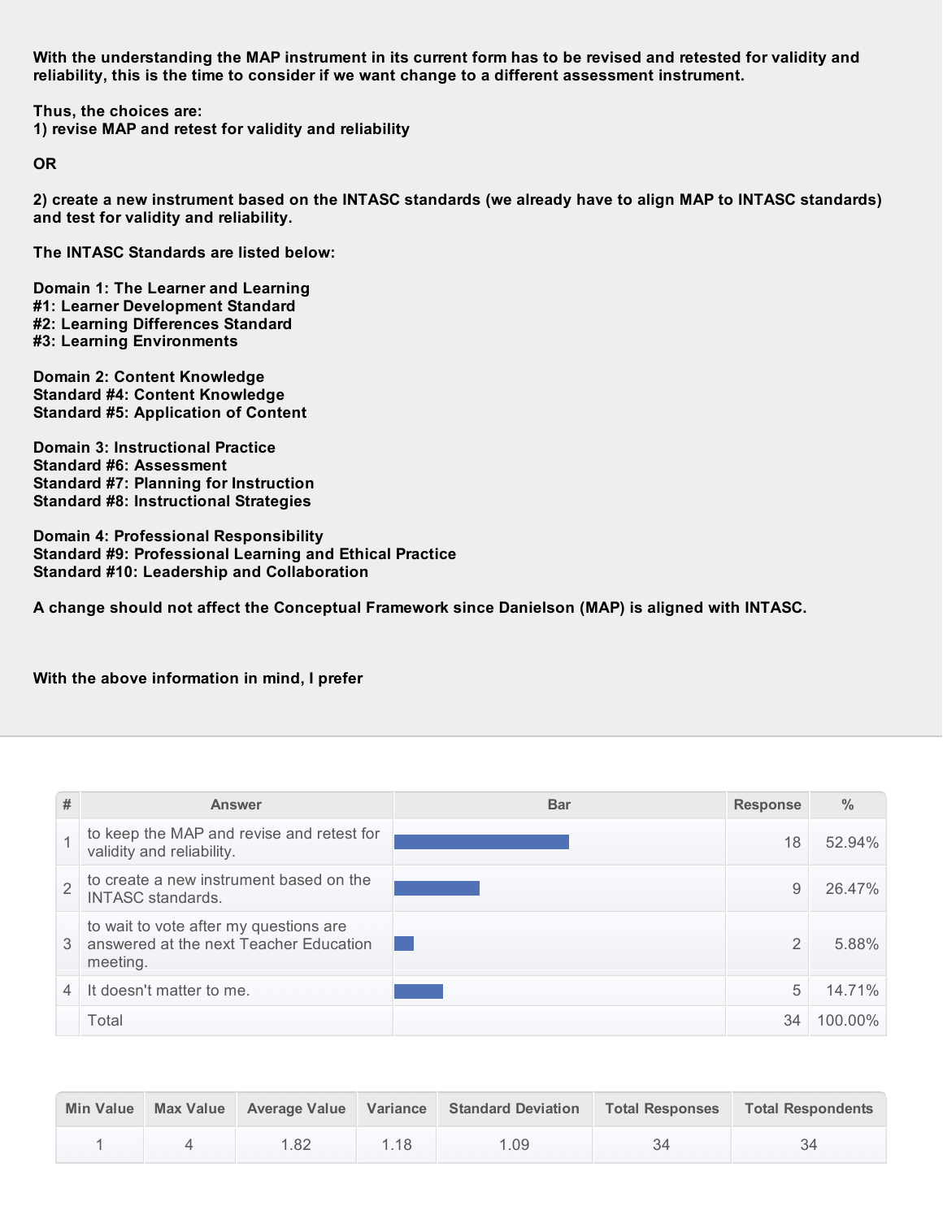**With the understanding the MAP instrument in its current form has to be revised and retested for validity and reliability, this is the time to consider if we want change to a different assessment instrument.**

**Thus, the choices are:**
**1) revise MAP and retest for validity and reliability**

**OR**

**2) create a new instrument based on the INTASC standards (we already have to align MAP to INTASC standards) and test for validity and reliability.**

**The INTASC Standards are listed below:**

**Domain 1: The Learner and Learning**
**#1: Learner Development Standard**
**#2: Learning Differences Standard**
**#3: Learning Environments**

**Domain 2: Content Knowledge**
**Standard #4: Content Knowledge**
**Standard #5: Application of Content**

**Domain 3: Instructional Practice**
**Standard #6: Assessment**
**Standard #7: Planning for Instruction**
**Standard #8: Instructional Strategies**

**Domain 4: Professional Responsibility**
**Standard #9: Professional Learning and Ethical Practice**
**Standard #10: Leadership and Collaboration**

**A change should not affect the Conceptual Framework since Danielson (MAP) is aligned with INTASC.**

**With the above information in mind, I prefer**

| # | Answer | Bar | Response | % |
|---|---|---|---|---|
| 1 | to keep the MAP and revise and retest for validity and reliability. | | 18 | 52.94% |
| 2 | to create a new instrument based on the INTASC standards. | | 9 | 26.47% |
| 3 | to wait to vote after my questions are answered at the next Teacher Education meeting. | | 2 | 5.88% |
| 4 | It doesn't matter to me. | | 5 | 14.71% |
| | Total | | 34 | 100.00% |

| Min Value | Max Value | Average Value | Variance | Standard Deviation | Total Responses | Total Respondents |
|---|---|---|---|---|---|---|
| 1 | 4 | 1.82 | 1.18 | 1.09 | 34 | 34 |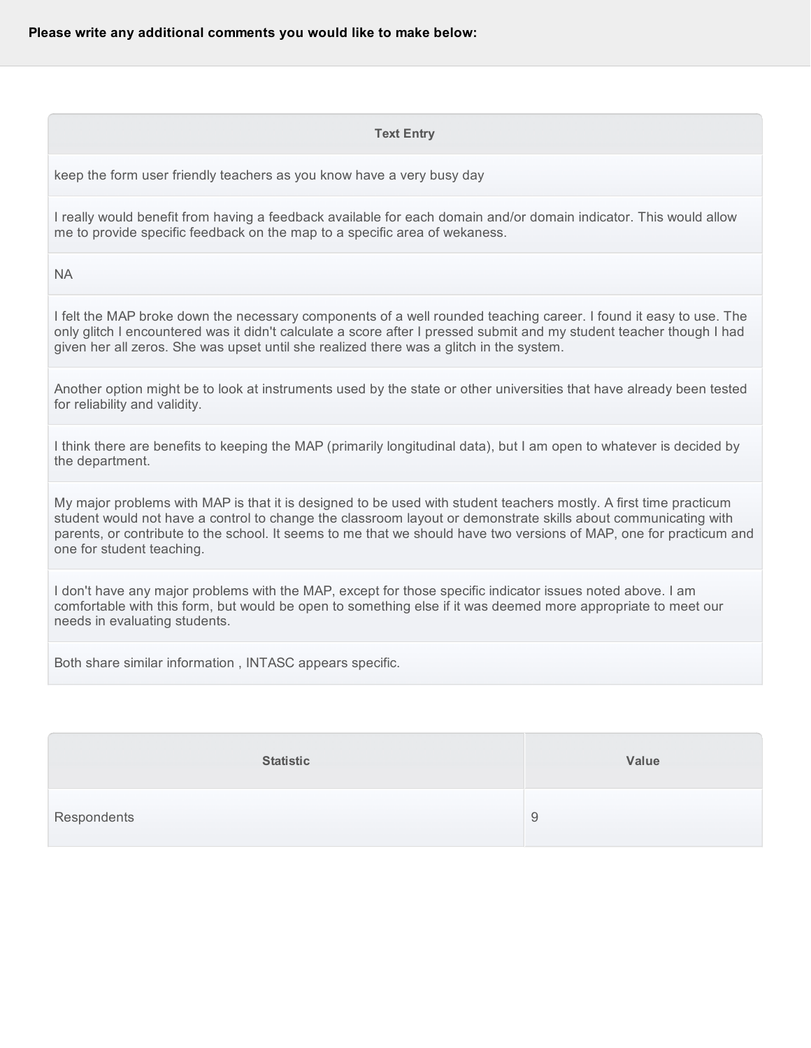**Please write any additional comments you would like to make below:**

| Text Entry |
| --- |
| keep the form user friendly teachers as you know have a very busy day |
| I really would benefit from having a feedback available for each domain and/or domain indicator. This would allow me to provide specific feedback on the map to a specific area of wekaness. |
| NA |
| I felt the MAP broke down the necessary components of a well rounded teaching career. I found it easy to use. The only glitch I encountered was it didn't calculate a score after I pressed submit and my student teacher though I had given her all zeros. She was upset until she realized there was a glitch in the system. |
| Another option might be to look at instruments used by the state or other universities that have already been tested for reliability and validity. |
| I think there are benefits to keeping the MAP (primarily longitudinal data), but I am open to whatever is decided by the department. |
| My major problems with MAP is that it is designed to be used with student teachers mostly. A first time practicum student would not have a control to change the classroom layout or demonstrate skills about communicating with parents, or contribute to the school. It seems to me that we should have two versions of MAP, one for practicum and one for student teaching. |
| I don't have any major problems with the MAP, except for those specific indicator issues noted above. I am comfortable with this form, but would be open to something else if it was deemed more appropriate to meet our needs in evaluating students. |
| Both share similar information , INTASC appears specific. |

| Statistic | Value |
| --- | --- |
| Respondents | 9 |